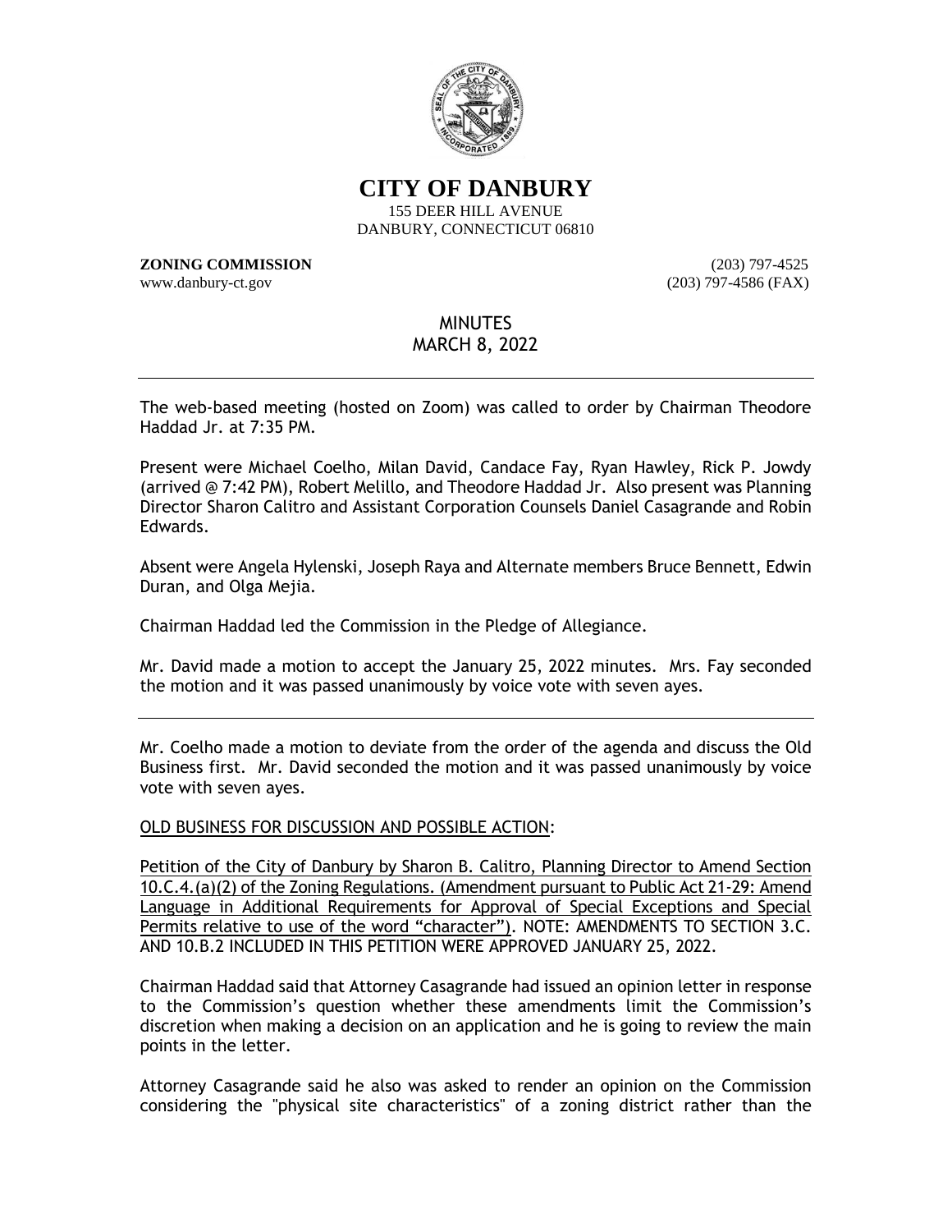# CITY OF DANBURY

155 DEER HILL AVENUE
DANBURY, CONNECTICUT 06810

**ZONING COMMISSION** (203) 797-4525
www.danbury-ct.gov (203) 797-4586 (FAX)

## MINUTES
## MARCH 8, 2022

---

The web-based meeting (hosted on Zoom) was called to order by Chairman Theodore Haddad Jr. at 7:35 PM.

Present were Michael Coelho, Milan David, Candace Fay, Ryan Hawley, Rick P. Jowdy (arrived @ 7:42 PM), Robert Melillo, and Theodore Haddad Jr. Also present was Planning Director Sharon Calitro and Assistant Corporation Counsels Daniel Casagrande and Robin Edwards.

Absent were Angela Hylenski, Joseph Raya and Alternate members Bruce Bennett, Edwin Duran, and Olga Mejia.

Chairman Haddad led the Commission in the Pledge of Allegiance.

Mr. David made a motion to accept the January 25, 2022 minutes. Mrs. Fay seconded the motion and it was passed unanimously by voice vote with seven ayes.

---

Mr. Coelho made a motion to deviate from the order of the agenda and discuss the Old Business first. Mr. David seconded the motion and it was passed unanimously by voice vote with seven ayes.

OLD BUSINESS FOR DISCUSSION AND POSSIBLE ACTION:

Petition of the City of Danbury by Sharon B. Calitro, Planning Director to Amend Section 10.C.4.(a)(2) of the Zoning Regulations. (Amendment pursuant to Public Act 21-29: Amend Language in Additional Requirements for Approval of Special Exceptions and Special Permits relative to use of the word "character"). NOTE: AMENDMENTS TO SECTION 3.C. AND 10.B.2 INCLUDED IN THIS PETITION WERE APPROVED JANUARY 25, 2022.

Chairman Haddad said that Attorney Casagrande had issued an opinion letter in response to the Commission's question whether these amendments limit the Commission's discretion when making a decision on an application and he is going to review the main points in the letter.

Attorney Casagrande said he also was asked to render an opinion on the Commission considering the "physical site characteristics" of a zoning district rather than the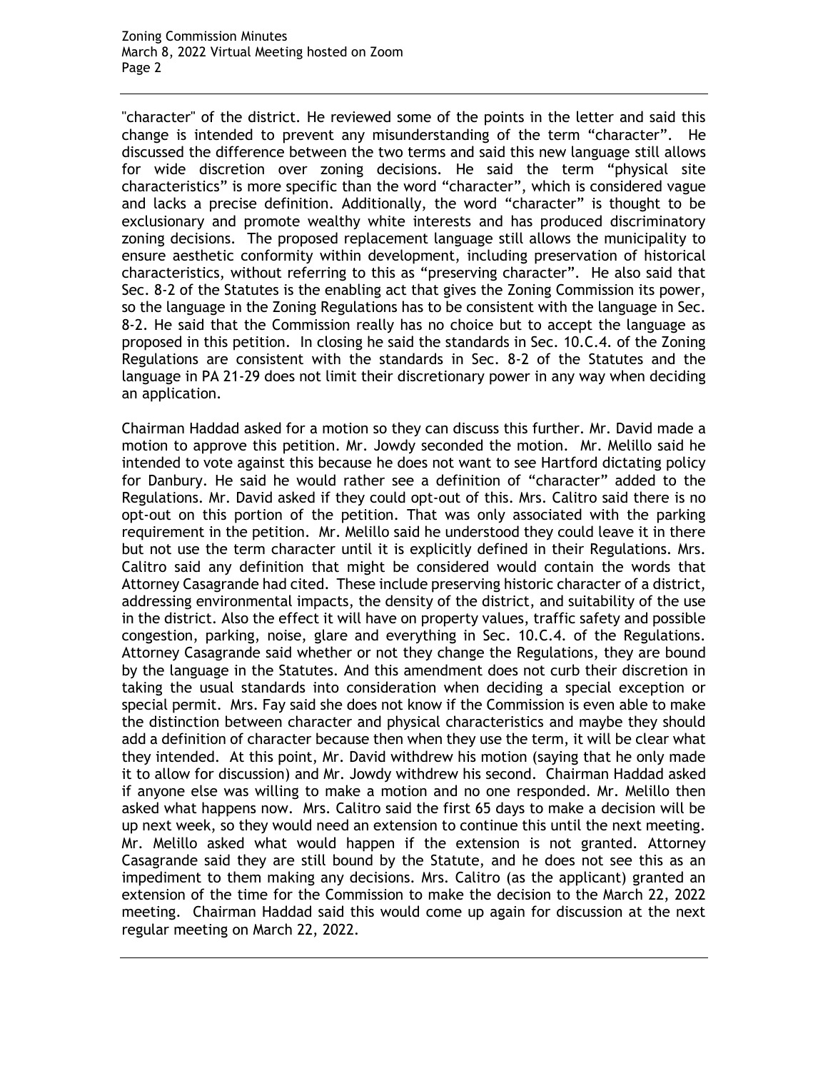"character" of the district. He reviewed some of the points in the letter and said this change is intended to prevent any misunderstanding of the term "character". He discussed the difference between the two terms and said this new language still allows for wide discretion over zoning decisions. He said the term "physical site characteristics" is more specific than the word "character", which is considered vague and lacks a precise definition. Additionally, the word "character" is thought to be exclusionary and promote wealthy white interests and has produced discriminatory zoning decisions. The proposed replacement language still allows the municipality to ensure aesthetic conformity within development, including preservation of historical characteristics, without referring to this as "preserving character". He also said that Sec. 8-2 of the Statutes is the enabling act that gives the Zoning Commission its power, so the language in the Zoning Regulations has to be consistent with the language in Sec. 8-2. He said that the Commission really has no choice but to accept the language as proposed in this petition. In closing he said the standards in Sec. 10.C.4. of the Zoning Regulations are consistent with the standards in Sec. 8-2 of the Statutes and the language in PA 21-29 does not limit their discretionary power in any way when deciding an application.

Chairman Haddad asked for a motion so they can discuss this further. Mr. David made a motion to approve this petition. Mr. Jowdy seconded the motion. Mr. Melillo said he intended to vote against this because he does not want to see Hartford dictating policy for Danbury. He said he would rather see a definition of "character" added to the Regulations. Mr. David asked if they could opt-out of this. Mrs. Calitro said there is no opt-out on this portion of the petition. That was only associated with the parking requirement in the petition. Mr. Melillo said he understood they could leave it in there but not use the term character until it is explicitly defined in their Regulations. Mrs. Calitro said any definition that might be considered would contain the words that Attorney Casagrande had cited. These include preserving historic character of a district, addressing environmental impacts, the density of the district, and suitability of the use in the district. Also the effect it will have on property values, traffic safety and possible congestion, parking, noise, glare and everything in Sec. 10.C.4. of the Regulations. Attorney Casagrande said whether or not they change the Regulations, they are bound by the language in the Statutes. And this amendment does not curb their discretion in taking the usual standards into consideration when deciding a special exception or special permit. Mrs. Fay said she does not know if the Commission is even able to make the distinction between character and physical characteristics and maybe they should add a definition of character because then when they use the term, it will be clear what they intended. At this point, Mr. David withdrew his motion (saying that he only made it to allow for discussion) and Mr. Jowdy withdrew his second. Chairman Haddad asked if anyone else was willing to make a motion and no one responded. Mr. Melillo then asked what happens now. Mrs. Calitro said the first 65 days to make a decision will be up next week, so they would need an extension to continue this until the next meeting. Mr. Melillo asked what would happen if the extension is not granted. Attorney Casagrande said they are still bound by the Statute, and he does not see this as an impediment to them making any decisions. Mrs. Calitro (as the applicant) granted an extension of the time for the Commission to make the decision to the March 22, 2022 meeting. Chairman Haddad said this would come up again for discussion at the next regular meeting on March 22, 2022.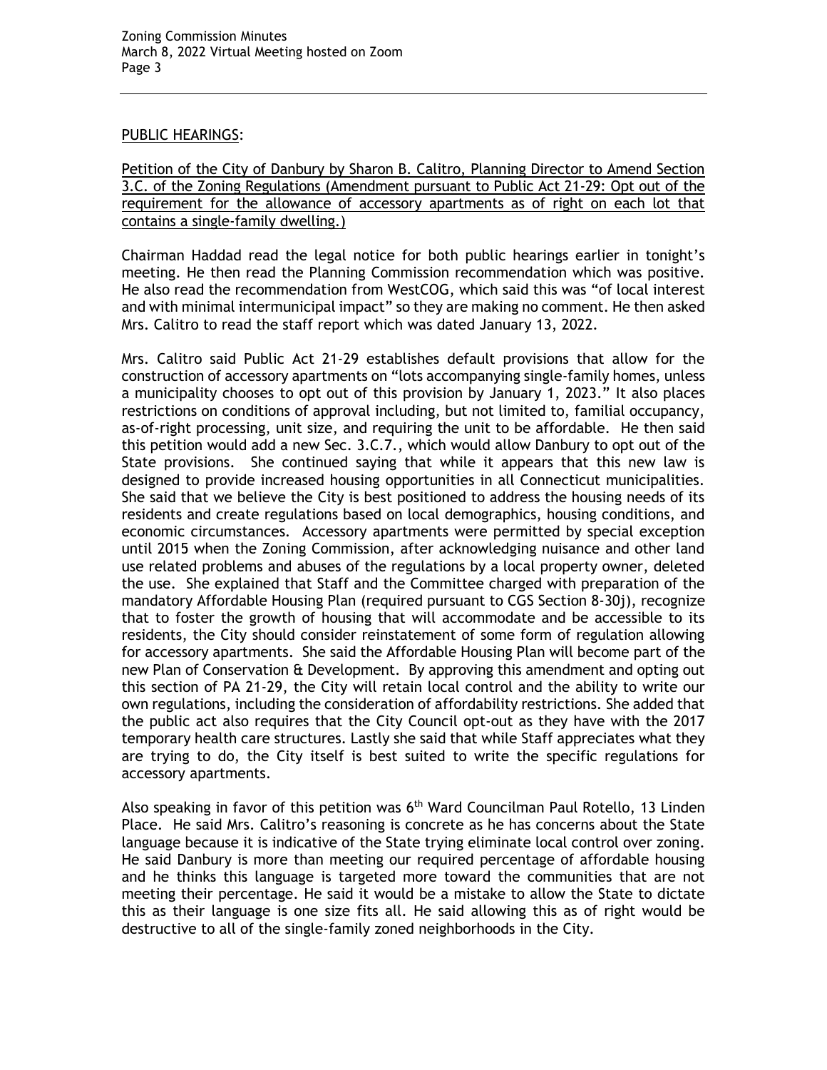PUBLIC HEARINGS:

Petition of the City of Danbury by Sharon B. Calitro, Planning Director to Amend Section 3.C. of the Zoning Regulations (Amendment pursuant to Public Act 21-29: Opt out of the requirement for the allowance of accessory apartments as of right on each lot that contains a single-family dwelling.)

Chairman Haddad read the legal notice for both public hearings earlier in tonight's meeting. He then read the Planning Commission recommendation which was positive. He also read the recommendation from WestCOG, which said this was "of local interest and with minimal intermunicipal impact" so they are making no comment. He then asked Mrs. Calitro to read the staff report which was dated January 13, 2022.

Mrs. Calitro said Public Act 21-29 establishes default provisions that allow for the construction of accessory apartments on "lots accompanying single-family homes, unless a municipality chooses to opt out of this provision by January 1, 2023." It also places restrictions on conditions of approval including, but not limited to, familial occupancy, as-of-right processing, unit size, and requiring the unit to be affordable. He then said this petition would add a new Sec. 3.C.7., which would allow Danbury to opt out of the State provisions. She continued saying that while it appears that this new law is designed to provide increased housing opportunities in all Connecticut municipalities. She said that we believe the City is best positioned to address the housing needs of its residents and create regulations based on local demographics, housing conditions, and economic circumstances. Accessory apartments were permitted by special exception until 2015 when the Zoning Commission, after acknowledging nuisance and other land use related problems and abuses of the regulations by a local property owner, deleted the use. She explained that Staff and the Committee charged with preparation of the mandatory Affordable Housing Plan (required pursuant to CGS Section 8-30j), recognize that to foster the growth of housing that will accommodate and be accessible to its residents, the City should consider reinstatement of some form of regulation allowing for accessory apartments. She said the Affordable Housing Plan will become part of the new Plan of Conservation & Development. By approving this amendment and opting out this section of PA 21-29, the City will retain local control and the ability to write our own regulations, including the consideration of affordability restrictions. She added that the public act also requires that the City Council opt-out as they have with the 2017 temporary health care structures. Lastly she said that while Staff appreciates what they are trying to do, the City itself is best suited to write the specific regulations for accessory apartments.

Also speaking in favor of this petition was 6th Ward Councilman Paul Rotello, 13 Linden Place. He said Mrs. Calitro's reasoning is concrete as he has concerns about the State language because it is indicative of the State trying eliminate local control over zoning. He said Danbury is more than meeting our required percentage of affordable housing and he thinks this language is targeted more toward the communities that are not meeting their percentage. He said it would be a mistake to allow the State to dictate this as their language is one size fits all. He said allowing this as of right would be destructive to all of the single-family zoned neighborhoods in the City.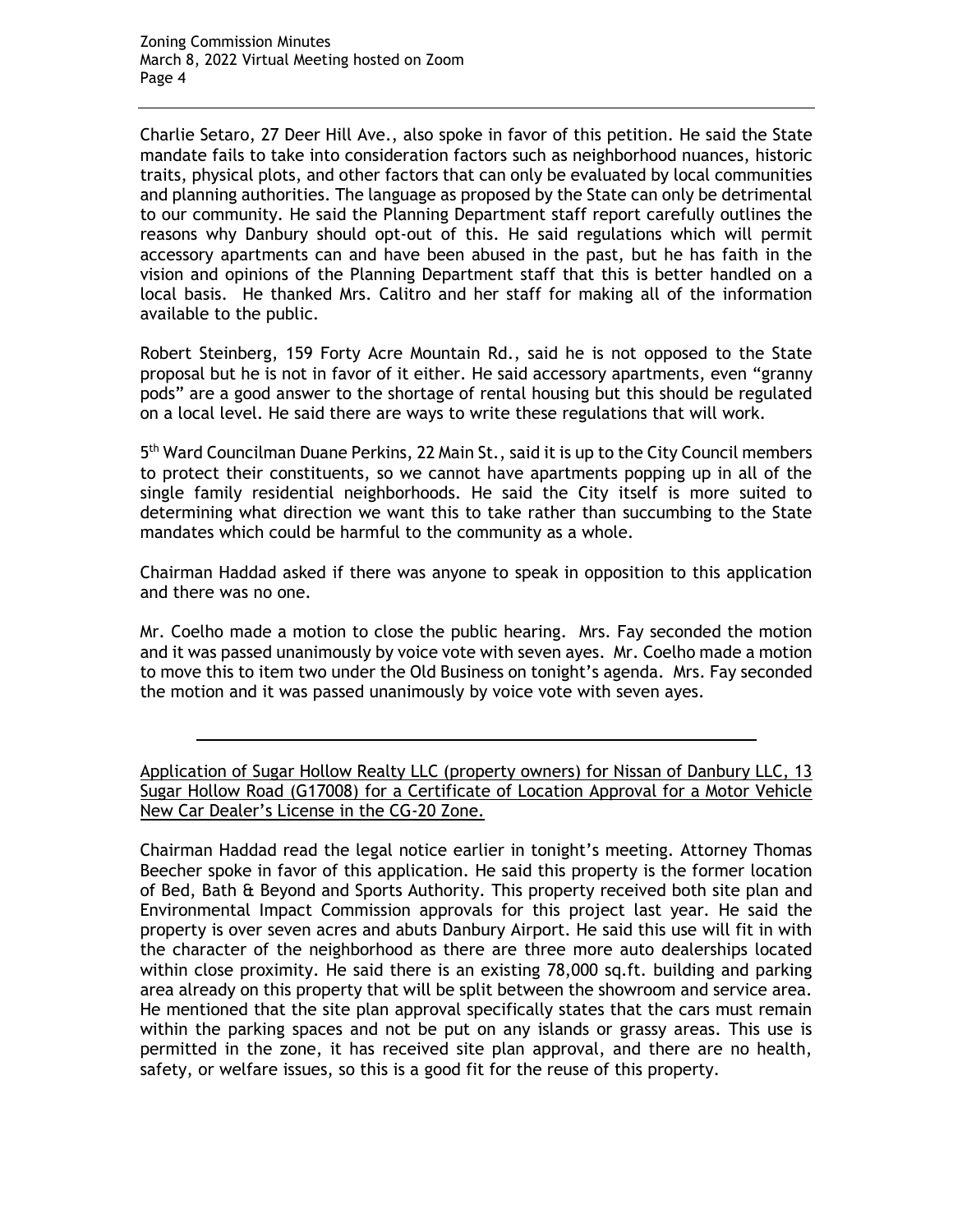Charlie Setaro, 27 Deer Hill Ave., also spoke in favor of this petition. He said the State mandate fails to take into consideration factors such as neighborhood nuances, historic traits, physical plots, and other factors that can only be evaluated by local communities and planning authorities. The language as proposed by the State can only be detrimental to our community. He said the Planning Department staff report carefully outlines the reasons why Danbury should opt-out of this. He said regulations which will permit accessory apartments can and have been abused in the past, but he has faith in the vision and opinions of the Planning Department staff that this is better handled on a local basis. He thanked Mrs. Calitro and her staff for making all of the information available to the public.

Robert Steinberg, 159 Forty Acre Mountain Rd., said he is not opposed to the State proposal but he is not in favor of it either. He said accessory apartments, even "granny pods" are a good answer to the shortage of rental housing but this should be regulated on a local level. He said there are ways to write these regulations that will work.

5th Ward Councilman Duane Perkins, 22 Main St., said it is up to the City Council members to protect their constituents, so we cannot have apartments popping up in all of the single family residential neighborhoods. He said the City itself is more suited to determining what direction we want this to take rather than succumbing to the State mandates which could be harmful to the community as a whole.

Chairman Haddad asked if there was anyone to speak in opposition to this application and there was no one.

Mr. Coelho made a motion to close the public hearing. Mrs. Fay seconded the motion and it was passed unanimously by voice vote with seven ayes. Mr. Coelho made a motion to move this to item two under the Old Business on tonight's agenda. Mrs. Fay seconded the motion and it was passed unanimously by voice vote with seven ayes.

---

Application of Sugar Hollow Realty LLC (property owners) for Nissan of Danbury LLC, 13 Sugar Hollow Road (G17008) for a Certificate of Location Approval for a Motor Vehicle New Car Dealer's License in the CG-20 Zone.

Chairman Haddad read the legal notice earlier in tonight's meeting. Attorney Thomas Beecher spoke in favor of this application. He said this property is the former location of Bed, Bath & Beyond and Sports Authority. This property received both site plan and Environmental Impact Commission approvals for this project last year. He said the property is over seven acres and abuts Danbury Airport. He said this use will fit in with the character of the neighborhood as there are three more auto dealerships located within close proximity. He said there is an existing 78,000 sq.ft. building and parking area already on this property that will be split between the showroom and service area. He mentioned that the site plan approval specifically states that the cars must remain within the parking spaces and not be put on any islands or grassy areas. This use is permitted in the zone, it has received site plan approval, and there are no health, safety, or welfare issues, so this is a good fit for the reuse of this property.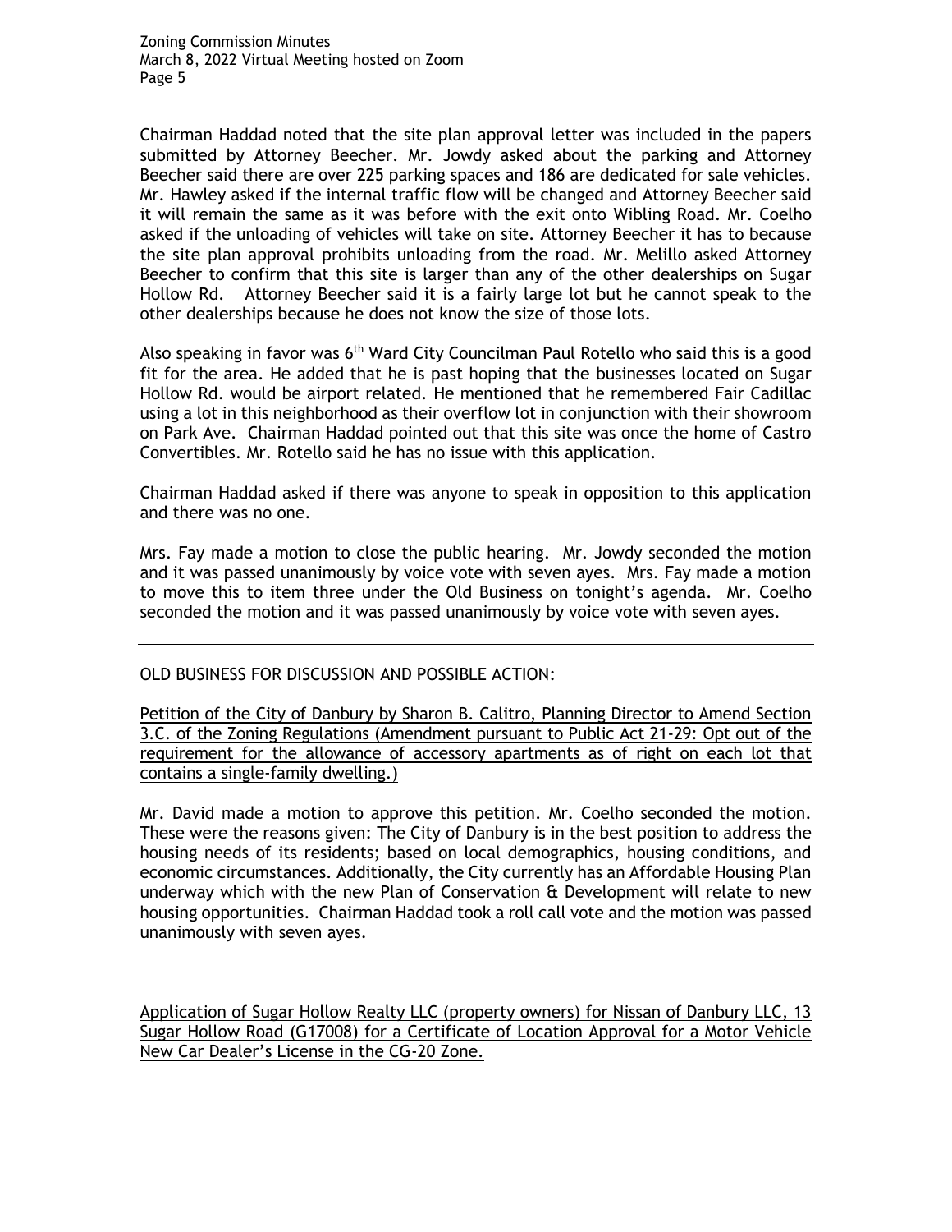Chairman Haddad noted that the site plan approval letter was included in the papers submitted by Attorney Beecher. Mr. Jowdy asked about the parking and Attorney Beecher said there are over 225 parking spaces and 186 are dedicated for sale vehicles. Mr. Hawley asked if the internal traffic flow will be changed and Attorney Beecher said it will remain the same as it was before with the exit onto Wibling Road. Mr. Coelho asked if the unloading of vehicles will take on site. Attorney Beecher it has to because the site plan approval prohibits unloading from the road. Mr. Melillo asked Attorney Beecher to confirm that this site is larger than any of the other dealerships on Sugar Hollow Rd. Attorney Beecher said it is a fairly large lot but he cannot speak to the other dealerships because he does not know the size of those lots.

Also speaking in favor was 6th Ward City Councilman Paul Rotello who said this is a good fit for the area. He added that he is past hoping that the businesses located on Sugar Hollow Rd. would be airport related. He mentioned that he remembered Fair Cadillac using a lot in this neighborhood as their overflow lot in conjunction with their showroom on Park Ave. Chairman Haddad pointed out that this site was once the home of Castro Convertibles. Mr. Rotello said he has no issue with this application.

Chairman Haddad asked if there was anyone to speak in opposition to this application and there was no one.

Mrs. Fay made a motion to close the public hearing. Mr. Jowdy seconded the motion and it was passed unanimously by voice vote with seven ayes. Mrs. Fay made a motion to move this to item three under the Old Business on tonight's agenda. Mr. Coelho seconded the motion and it was passed unanimously by voice vote with seven ayes.

---

OLD BUSINESS FOR DISCUSSION AND POSSIBLE ACTION:

Petition of the City of Danbury by Sharon B. Calitro, Planning Director to Amend Section 3.C. of the Zoning Regulations (Amendment pursuant to Public Act 21-29: Opt out of the requirement for the allowance of accessory apartments as of right on each lot that contains a single-family dwelling.)

Mr. David made a motion to approve this petition. Mr. Coelho seconded the motion. These were the reasons given: The City of Danbury is in the best position to address the housing needs of its residents; based on local demographics, housing conditions, and economic circumstances. Additionally, the City currently has an Affordable Housing Plan underway which with the new Plan of Conservation & Development will relate to new housing opportunities. Chairman Haddad took a roll call vote and the motion was passed unanimously with seven ayes.

---

Application of Sugar Hollow Realty LLC (property owners) for Nissan of Danbury LLC, 13 Sugar Hollow Road (G17008) for a Certificate of Location Approval for a Motor Vehicle New Car Dealer's License in the CG-20 Zone.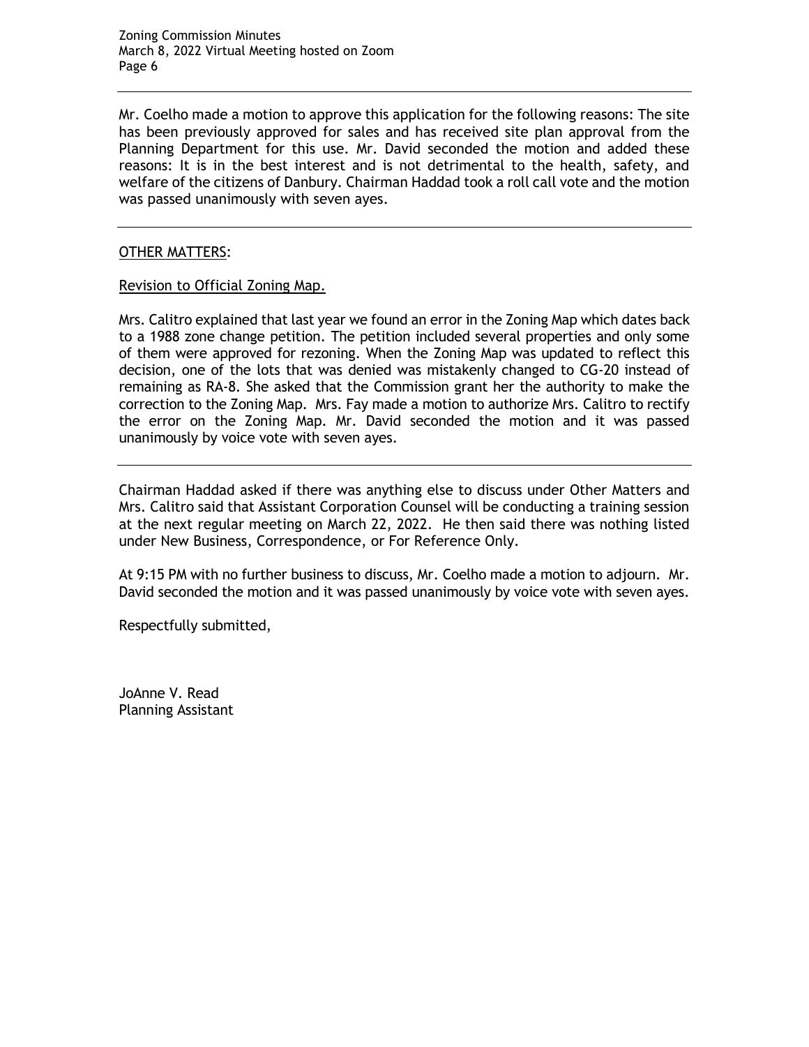Mr. Coelho made a motion to approve this application for the following reasons: The site has been previously approved for sales and has received site plan approval from the Planning Department for this use. Mr. David seconded the motion and added these reasons: It is in the best interest and is not detrimental to the health, safety, and welfare of the citizens of Danbury. Chairman Haddad took a roll call vote and the motion was passed unanimously with seven ayes.

---

OTHER MATTERS:

Revision to Official Zoning Map.

Mrs. Calitro explained that last year we found an error in the Zoning Map which dates back to a 1988 zone change petition. The petition included several properties and only some of them were approved for rezoning. When the Zoning Map was updated to reflect this decision, one of the lots that was denied was mistakenly changed to CG-20 instead of remaining as RA-8. She asked that the Commission grant her the authority to make the correction to the Zoning Map. Mrs. Fay made a motion to authorize Mrs. Calitro to rectify the error on the Zoning Map. Mr. David seconded the motion and it was passed unanimously by voice vote with seven ayes.

---

Chairman Haddad asked if there was anything else to discuss under Other Matters and Mrs. Calitro said that Assistant Corporation Counsel will be conducting a training session at the next regular meeting on March 22, 2022. He then said there was nothing listed under New Business, Correspondence, or For Reference Only.

At 9:15 PM with no further business to discuss, Mr. Coelho made a motion to adjourn. Mr. David seconded the motion and it was passed unanimously by voice vote with seven ayes.

Respectfully submitted,

JoAnne V. Read
Planning Assistant